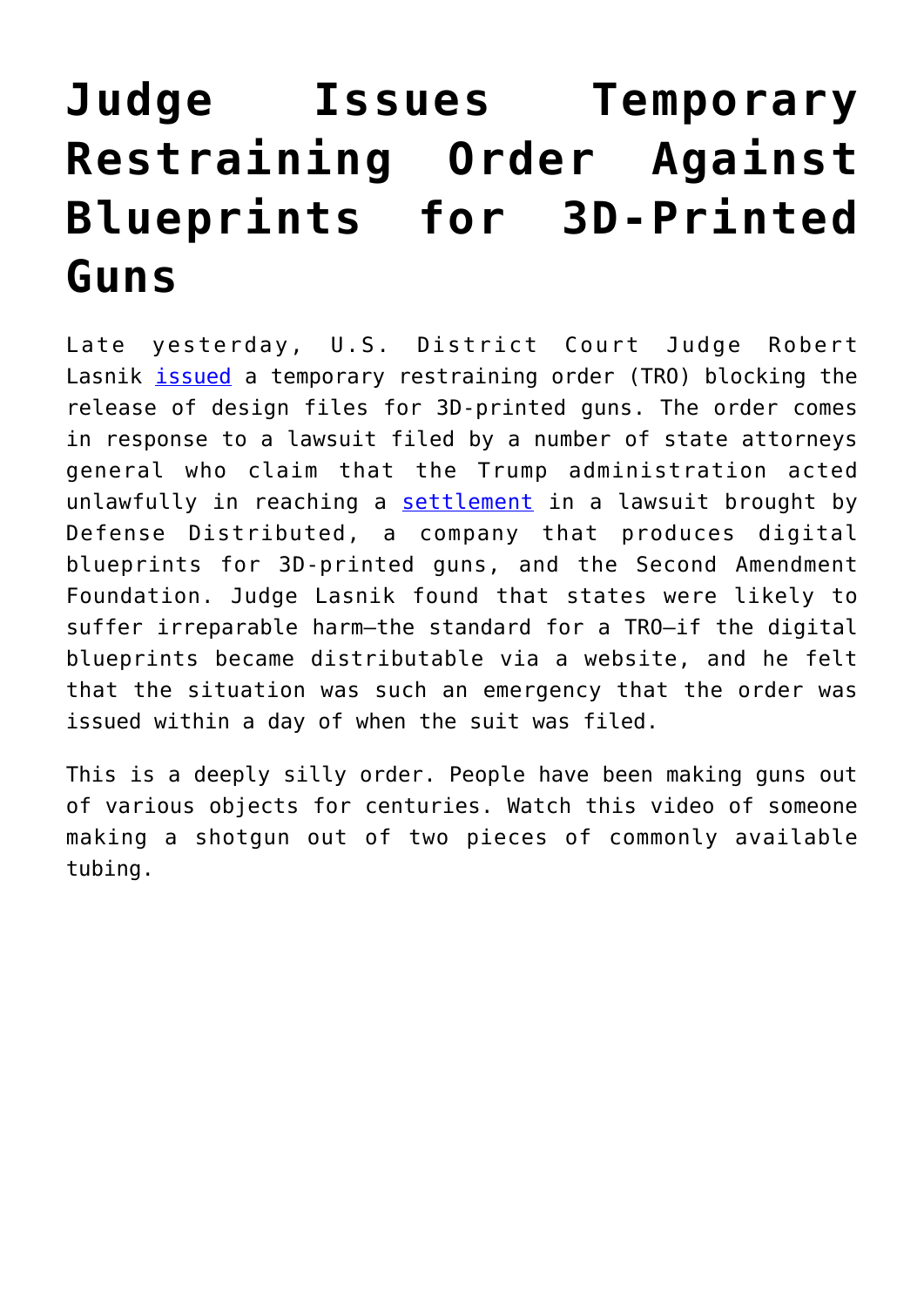# Judge Issues Temporary Restraining Order Against Blueprints for 3D-Printed Guns

Late yesterday, U.S. District Court Judge Robert Lasnik issued a temporary restraining order (TRO) blocking the release of design files for 3D-printed guns. The order comes in response to a lawsuit filed by a number of state attorneys general who claim that the Trump administration acted unlawfully in reaching a settlement in a lawsuit brought by Defense Distributed, a company that produces digital blueprints for 3D-printed guns, and the Second Amendment Foundation. Judge Lasnik found that states were likely to suffer irreparable harm—the standard for a TRO—if the digital blueprints became distributable via a website, and he felt that the situation was such an emergency that the order was issued within a day of when the suit was filed.

This is a deeply silly order. People have been making guns out of various objects for centuries. Watch this video of someone making a shotgun out of two pieces of commonly available tubing.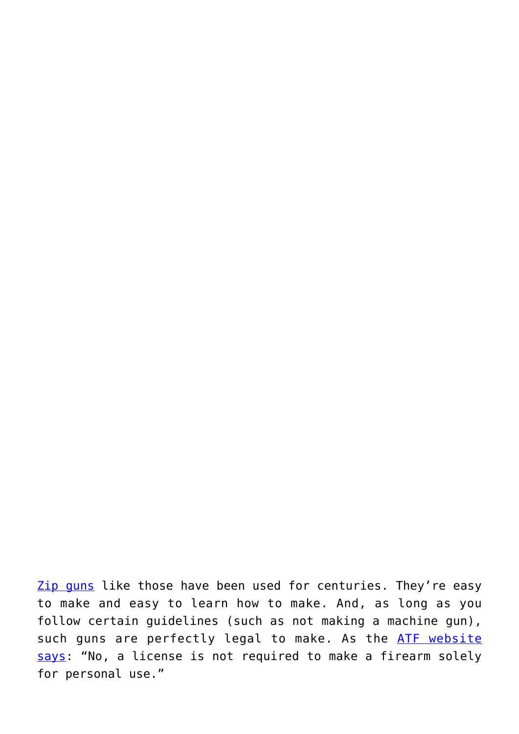Zip guns like those have been used for centuries. They're easy to make and easy to learn how to make. And, as long as you follow certain guidelines (such as not making a machine gun), such guns are perfectly legal to make. As the ATF website says: "No, a license is not required to make a firearm solely for personal use."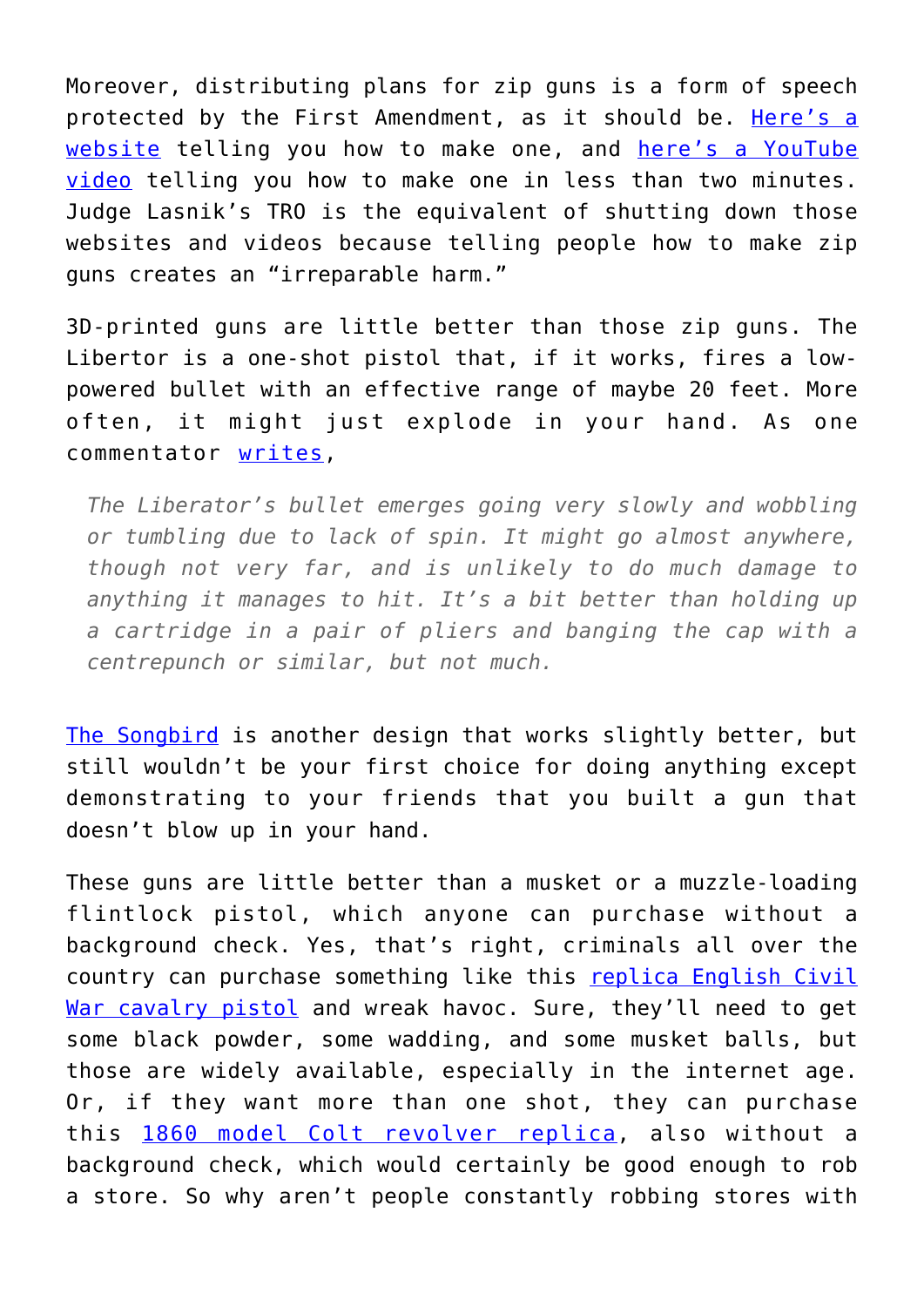Moreover, distributing plans for zip guns is a form of speech protected by the First Amendment, as it should be. Here's a website telling you how to make one, and here's a YouTube video telling you how to make one in less than two minutes. Judge Lasnik's TRO is the equivalent of shutting down those websites and videos because telling people how to make zip guns creates an "irreparable harm."

3D-printed guns are little better than those zip guns. The Libertor is a one-shot pistol that, if it works, fires a low-powered bullet with an effective range of maybe 20 feet. More often, it might just explode in your hand. As one commentator writes,

> *The Liberator's bullet emerges going very slowly and wobbling or tumbling due to lack of spin. It might go almost anywhere, though not very far, and is unlikely to do much damage to anything it manages to hit. It's a bit better than holding up a cartridge in a pair of pliers and banging the cap with a centrepunch or similar, but not much.*

The Songbird is another design that works slightly better, but still wouldn't be your first choice for doing anything except demonstrating to your friends that you built a gun that doesn't blow up in your hand.

These guns are little better than a musket or a muzzle-loading flintlock pistol, which anyone can purchase without a background check. Yes, that's right, criminals all over the country can purchase something like this replica English Civil War cavalry pistol and wreak havoc. Sure, they'll need to get some black powder, some wadding, and some musket balls, but those are widely available, especially in the internet age. Or, if they want more than one shot, they can purchase this 1860 model Colt revolver replica, also without a background check, which would certainly be good enough to rob a store. So why aren't people constantly robbing stores with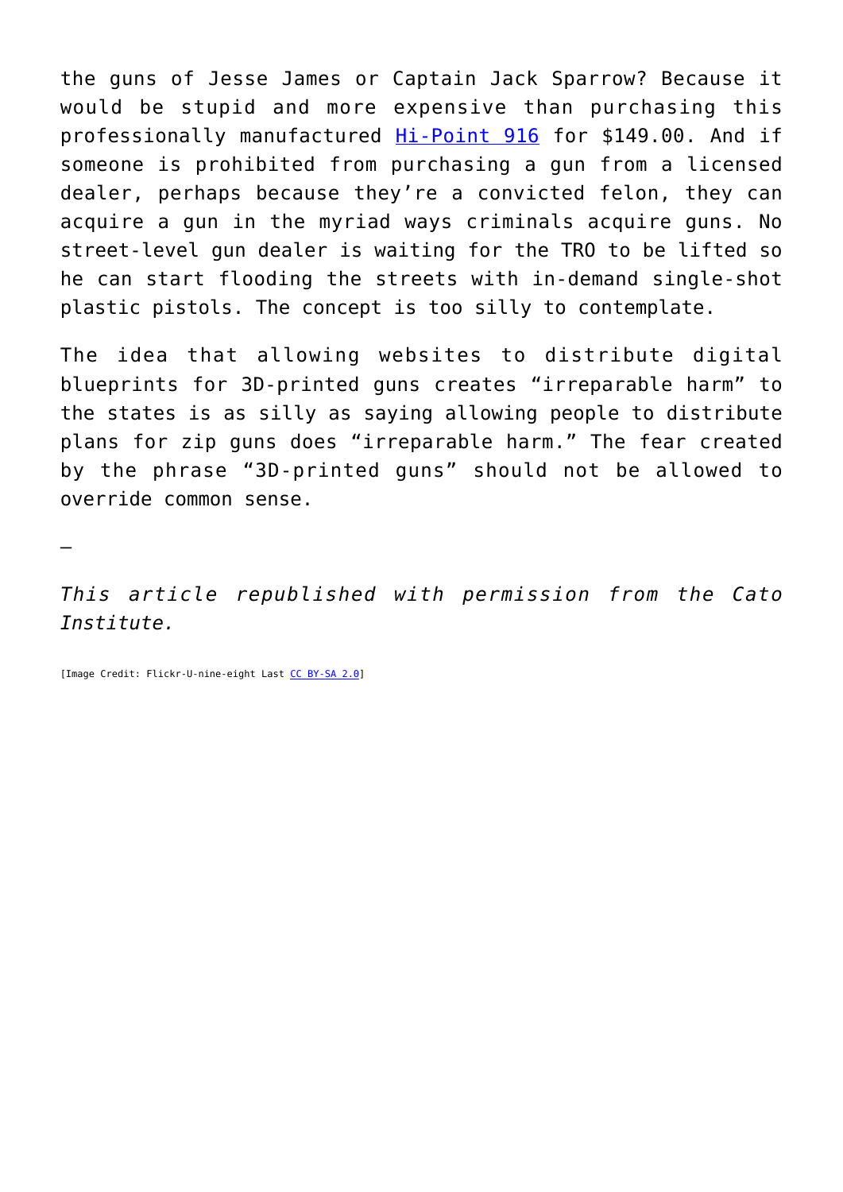the guns of Jesse James or Captain Jack Sparrow? Because it would be stupid and more expensive than purchasing this professionally manufactured Hi-Point 916 for $149.00. And if someone is prohibited from purchasing a gun from a licensed dealer, perhaps because they're a convicted felon, they can acquire a gun in the myriad ways criminals acquire guns. No street-level gun dealer is waiting for the TRO to be lifted so he can start flooding the streets with in-demand single-shot plastic pistols. The concept is too silly to contemplate.

The idea that allowing websites to distribute digital blueprints for 3D-printed guns creates "irreparable harm" to the states is as silly as saying allowing people to distribute plans for zip guns does "irreparable harm." The fear created by the phrase "3D-printed guns" should not be allowed to override common sense.

—

*This article republished with permission from the Cato Institute.*

[Image Credit: Flickr-U-nine-eight Last CC BY-SA 2.0]